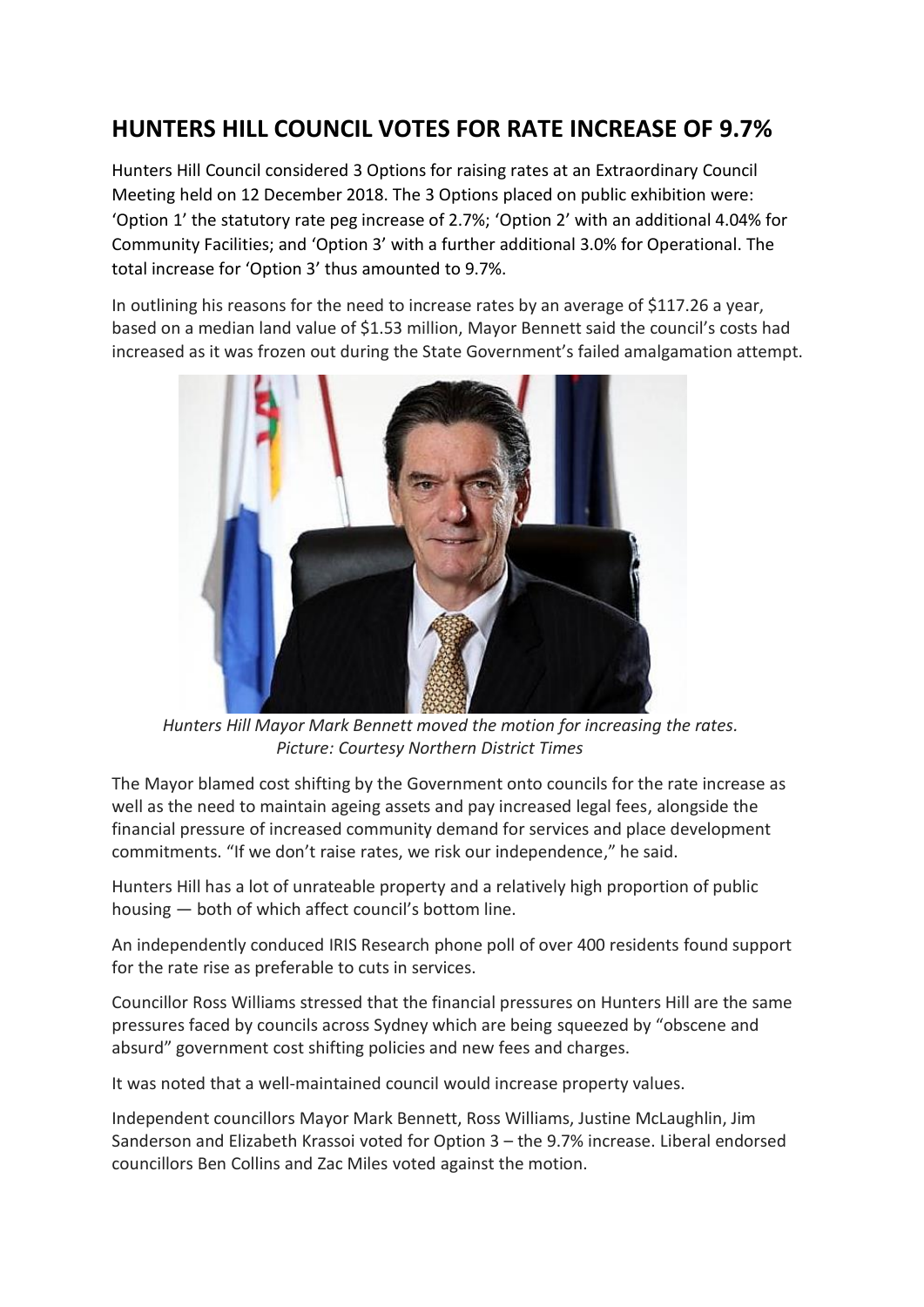# HUNTERS HILL COUNCIL VOTES FOR RATE INCREASE OF 9.7%

Hunters Hill Council considered 3 Options for raising rates at an Extraordinary Council Meeting held on 12 December 2018. The 3 Options placed on public exhibition were: 'Option 1' the statutory rate peg increase of 2.7%; 'Option 2' with an additional 4.04% for Community Facilities; and 'Option 3' with a further additional 3.0% for Operational. The total increase for 'Option 3' thus amounted to 9.7%.

In outlining his reasons for the need to increase rates by an average of $117.26 a year, based on a median land value of $1.53 million, Mayor Bennett said the council's costs had increased as it was frozen out during the State Government's failed amalgamation attempt.

*Hunters Hill Mayor Mark Bennett moved the motion for increasing the rates. Picture: Courtesy Northern District Times*

The Mayor blamed cost shifting by the Government onto councils for the rate increase as well as the need to maintain ageing assets and pay increased legal fees, alongside the financial pressure of increased community demand for services and place development commitments. "If we don't raise rates, we risk our independence," he said.

Hunters Hill has a lot of unrateable property and a relatively high proportion of public housing — both of which affect council's bottom line.

An independently conduced IRIS Research phone poll of over 400 residents found support for the rate rise as preferable to cuts in services.

Councillor Ross Williams stressed that the financial pressures on Hunters Hill are the same pressures faced by councils across Sydney which are being squeezed by "obscene and absurd" government cost shifting policies and new fees and charges.

It was noted that a well-maintained council would increase property values.

Independent councillors Mayor Mark Bennett, Ross Williams, Justine McLaughlin, Jim Sanderson and Elizabeth Krassoi voted for Option 3 – the 9.7% increase. Liberal endorsed councillors Ben Collins and Zac Miles voted against the motion.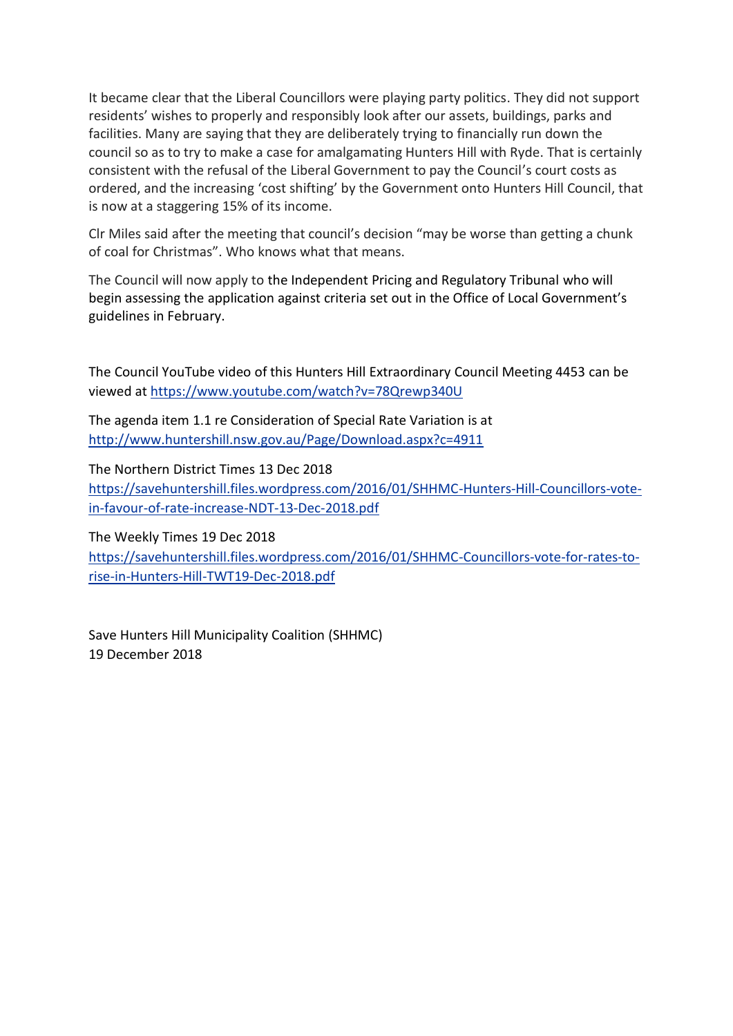It became clear that the Liberal Councillors were playing party politics. They did not support residents' wishes to properly and responsibly look after our assets, buildings, parks and facilities. Many are saying that they are deliberately trying to financially run down the council so as to try to make a case for amalgamating Hunters Hill with Ryde. That is certainly consistent with the refusal of the Liberal Government to pay the Council's court costs as ordered, and the increasing 'cost shifting' by the Government onto Hunters Hill Council, that is now at a staggering 15% of its income.

Clr Miles said after the meeting that council's decision "may be worse than getting a chunk of coal for Christmas". Who knows what that means.

The Council will now apply to the Independent Pricing and Regulatory Tribunal who will begin assessing the application against criteria set out in the Office of Local Government's guidelines in February.

The Council YouTube video of this Hunters Hill Extraordinary Council Meeting 4453 can be viewed at https://www.youtube.com/watch?v=78Qrewp340U

The agenda item 1.1 re Consideration of Special Rate Variation is at http://www.huntershill.nsw.gov.au/Page/Download.aspx?c=4911

The Northern District Times 13 Dec 2018
https://savehuntershill.files.wordpress.com/2016/01/SHHMC-Hunters-Hill-Councillors-vote-in-favour-of-rate-increase-NDT-13-Dec-2018.pdf

The Weekly Times 19 Dec 2018
https://savehuntershill.files.wordpress.com/2016/01/SHHMC-Councillors-vote-for-rates-to-rise-in-Hunters-Hill-TWT19-Dec-2018.pdf

Save Hunters Hill Municipality Coalition (SHHMC)
19 December 2018